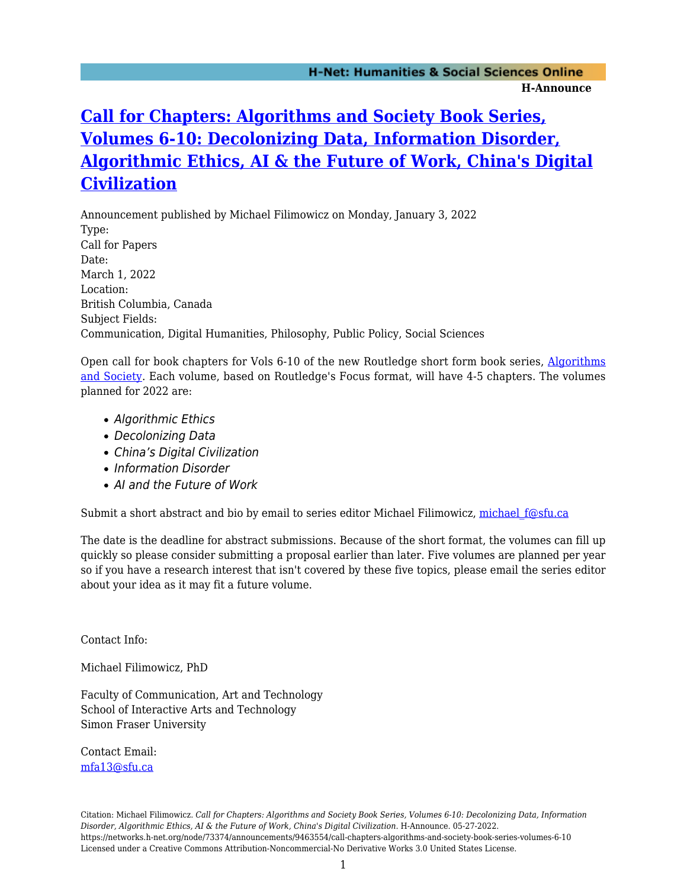H-Announce

# Call for Chapters: Algorithms and Society Book Series, Volumes 6-10: Decolonizing Data, Information Disorder, Algorithmic Ethics, AI & the Future of Work, China's Digital Civilization

Announcement published by Michael Filimowicz on Monday, January 3, 2022

Type:
Call for Papers

Date:
March 1, 2022

Location:
British Columbia, Canada

Subject Fields:
Communication, Digital Humanities, Philosophy, Public Policy, Social Sciences

Open call for book chapters for Vols 6-10 of the new Routledge short form book series, Algorithms and Society. Each volume, based on Routledge's Focus format, will have 4-5 chapters. The volumes planned for 2022 are:

- *Algorithmic Ethics*
- *Decolonizing Data*
- *China's Digital Civilization*
- *Information Disorder*
- *AI and the Future of Work*

Submit a short abstract and bio by email to series editor Michael Filimowicz, michael_f@sfu.ca

The date is the deadline for abstract submissions. Because of the short format, the volumes can fill up quickly so please consider submitting a proposal earlier than later. Five volumes are planned per year so if you have a research interest that isn't covered by these five topics, please email the series editor about your idea as it may fit a future volume.

Contact Info:

Michael Filimowicz, PhD

Faculty of Communication, Art and Technology
School of Interactive Arts and Technology
Simon Fraser University

Contact Email:
mfa13@sfu.ca

Citation: Michael Filimowicz. *Call for Chapters: Algorithms and Society Book Series, Volumes 6-10: Decolonizing Data, Information Disorder, Algorithmic Ethics, AI & the Future of Work, China's Digital Civilization*. H-Announce. 05-27-2022.
https://networks.h-net.org/node/73374/announcements/9463554/call-chapters-algorithms-and-society-book-series-volumes-6-10
Licensed under a Creative Commons Attribution-Noncommercial-No Derivative Works 3.0 United States License.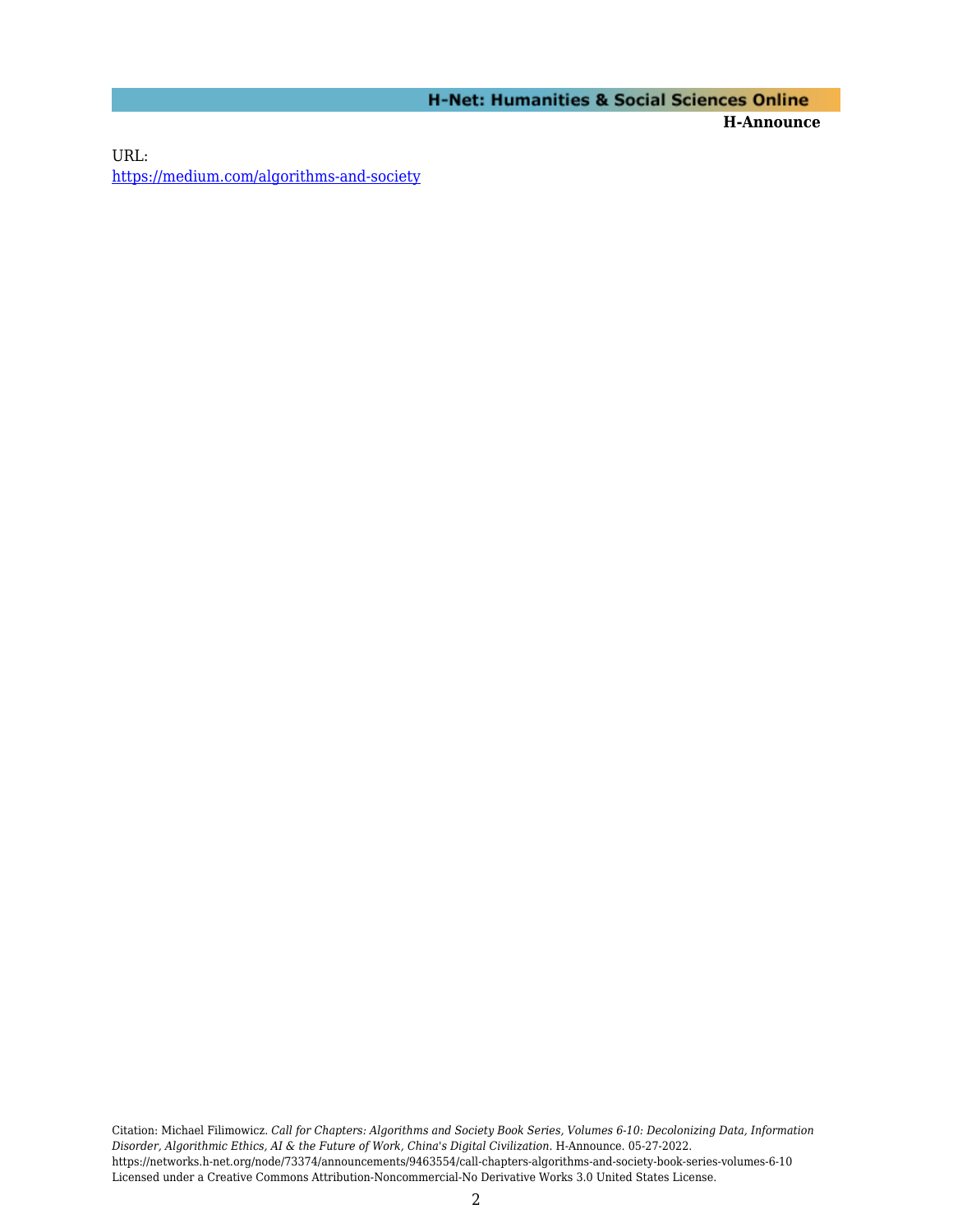URL:
https://medium.com/algorithms-and-society